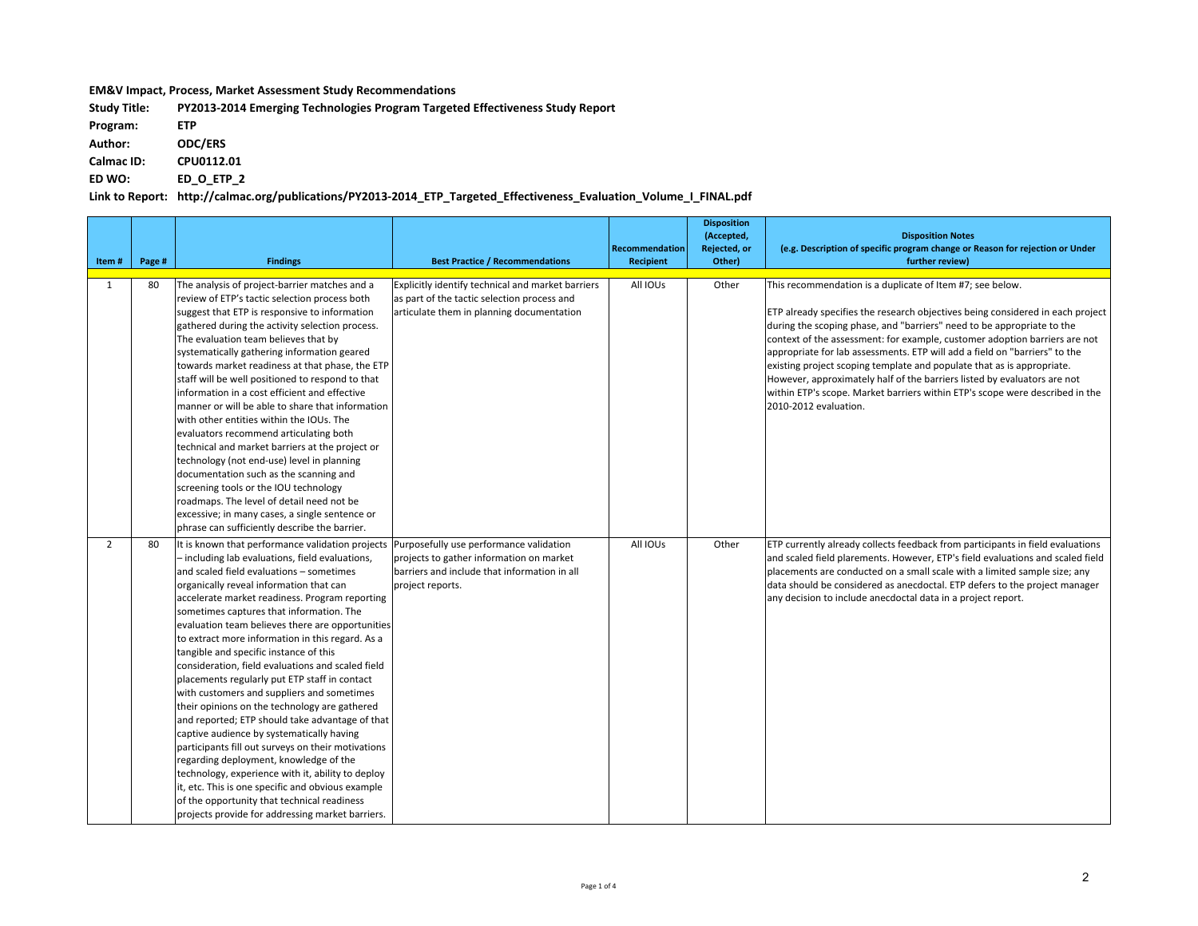**EM&V Impact, Process, Market Assessment Study Recommendations**

**Study Title:** PY2013-2014 Emerging Technologies Program Targeted Effectiveness Study Report

**Program:** ETP

**Author:** ODC/ERS

**Calmac ID:** CPU0112.01

**ED WO:** ED_O_ETP_2

**Link to Report:** http://calmac.org/publications/PY2013-2014_ETP_Targeted_Effectiveness_Evaluation_Volume_I_FINAL.pdf

| Item # | Page # | Findings | Best Practice / Recommendations | Recommendation Recipient | Disposition (Accepted, Rejected, or Other) | Disposition Notes (e.g. Description of specific program change or Reason for rejection or Under further review) |
|---|---|---|---|---|---|---|
| 1 | 80 | The analysis of project-barrier matches and a review of ETP's tactic selection process both suggest that ETP is responsive to information gathered during the activity selection process. The evaluation team believes that by systematically gathering information geared towards market readiness at that phase, the ETP staff will be well positioned to respond to that information in a cost efficient and effective manner or will be able to share that information with other entities within the IOUs. The evaluators recommend articulating both technical and market barriers at the project or technology (not end-use) level in planning documentation such as the scanning and screening tools or the IOU technology roadmaps. The level of detail need not be excessive; in many cases, a single sentence or phrase can sufficiently describe the barrier. | Explicitly identify technical and market barriers as part of the tactic selection process and articulate them in planning documentation | All IOUs | Other | This recommendation is a duplicate of Item #7; see below.<br><br>ETP already specifies the research objectives being considered in each project during the scoping phase, and "barriers" need to be appropriate to the context of the assessment: for example, customer adoption barriers are not appropriate for lab assessments. ETP will add a field on "barriers" to the existing project scoping template and populate that as is appropriate. However, approximately half of the barriers listed by evaluators are not within ETP's scope. Market barriers within ETP's scope were described in the 2010-2012 evaluation. |
| 2 | 80 | It is known that performance validation projects – including lab evaluations, field evaluations, and scaled field evaluations – sometimes organically reveal information that can accelerate market readiness. Program reporting sometimes captures that information. The evaluation team believes there are opportunities to extract more information in this regard. As a tangible and specific instance of this consideration, field evaluations and scaled field placements regularly put ETP staff in contact with customers and suppliers and sometimes their opinions on the technology are gathered and reported; ETP should take advantage of that captive audience by systematically having participants fill out surveys on their motivations regarding deployment, knowledge of the technology, experience with it, ability to deploy it, etc. This is one specific and obvious example of the opportunity that technical readiness projects provide for addressing market barriers. | Purposefully use performance validation projects to gather information on market barriers and include that information in all project reports. | All IOUs | Other | ETP currently already collects feedback from participants in field evaluations and scaled field placements. However, ETP's field evaluations and scaled field placements are conducted on a small scale with a limited sample size; any data should be considered as anecdotal. ETP defers to the project manager any decision to include anecdotal data in a project report. |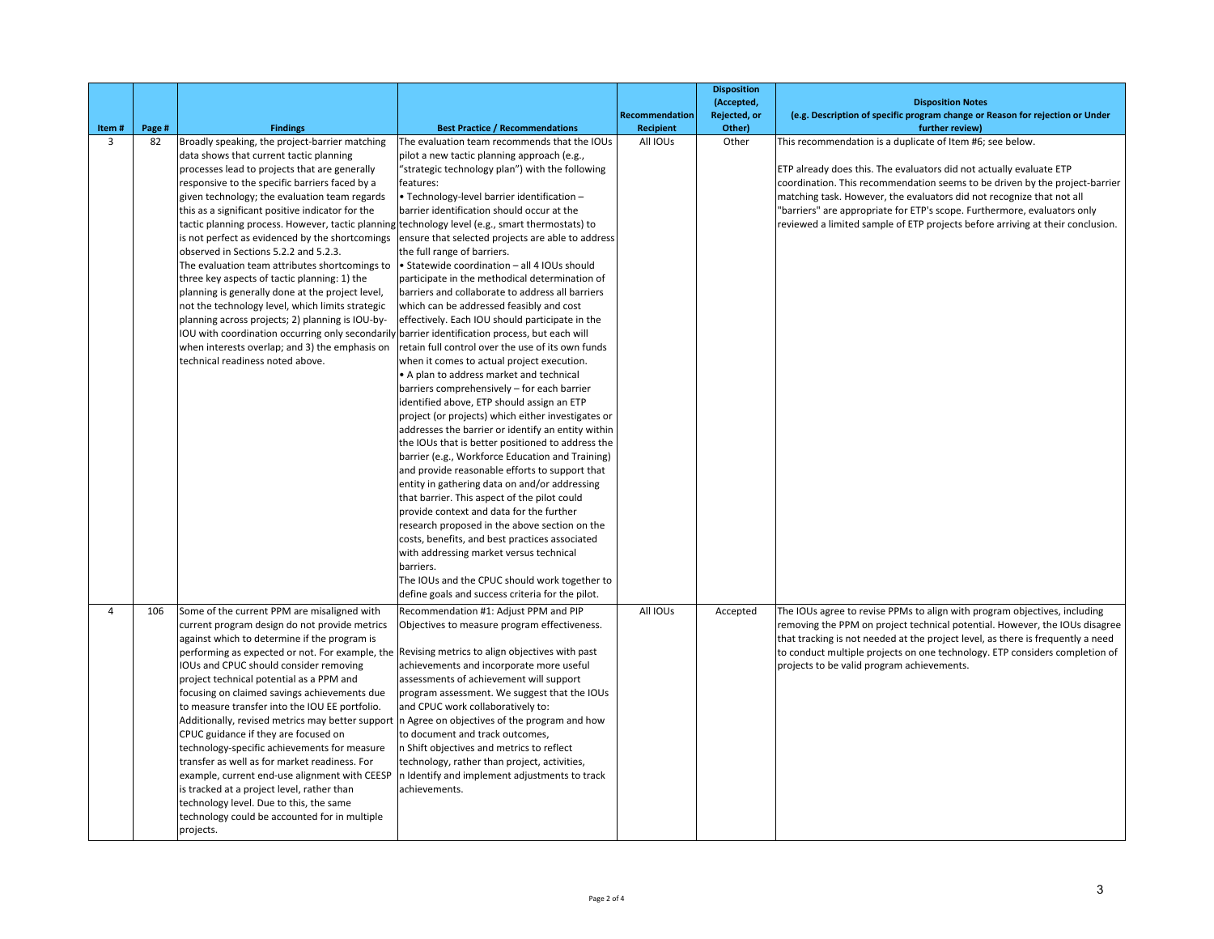| Item # | Page # | Findings | Best Practice / Recommendations | Recommendation Recipient | Disposition (Accepted, Rejected, or Other) | Disposition Notes (e.g. Description of specific program change or Reason for rejection or Under further review) |
|---|---|---|---|---|---|---|
| 3 | 82 | Broadly speaking, the project-barrier matching data shows that current tactic planning processes lead to projects that are generally responsive to the specific barriers faced by a given technology; the evaluation team regards this as a significant positive indicator for the tactic planning process. However, tactic planning is not perfect as evidenced by the shortcomings observed in Sections 5.2.2 and 5.2.3.<br>The evaluation team attributes shortcomings to three key aspects of tactic planning: 1) the planning is generally done at the project level, not the technology level, which limits strategic planning across projects; 2) planning is IOU-by-IOU with coordination occurring only secondarily when interests overlap; and 3) the emphasis on technical readiness noted above. | The evaluation team recommends that the IOUs pilot a new tactic planning approach (e.g., "strategic technology plan") with the following features:<br>• Technology-level barrier identification – barrier identification should occur at the technology level (e.g., smart thermostats) to ensure that selected projects are able to address the full range of barriers.<br>• Statewide coordination – all 4 IOUs should participate in the methodical determination of barriers and collaborate to address all barriers which can be addressed feasibly and cost effectively. Each IOU should participate in the barrier identification process, but each will retain full control over the use of its own funds when it comes to actual project execution.<br>• A plan to address market and technical barriers comprehensively – for each barrier identified above, ETP should assign an ETP project (or projects) which either investigates or addresses the barrier or identify an entity within the IOUs that is better positioned to address the barrier (e.g., Workforce Education and Training) and provide reasonable efforts to support that entity in gathering data on and/or addressing that barrier. This aspect of the pilot could provide context and data for the further research proposed in the above section on the costs, benefits, and best practices associated with addressing market versus technical barriers.<br>The IOUs and the CPUC should work together to define goals and success criteria for the pilot. | All IOUs | Other | This recommendation is a duplicate of Item #6; see below.<br><br>ETP already does this. The evaluators did not actually evaluate ETP coordination. This recommendation seems to be driven by the project-barrier matching task. However, the evaluators did not recognize that not all "barriers" are appropriate for ETP's scope. Furthermore, evaluators only reviewed a limited sample of ETP projects before arriving at their conclusion. |
| 4 | 106 | Some of the current PPM are misaligned with current program design do not provide metrics against which to determine if the program is performing as expected or not. For example, the IOUs and CPUC should consider removing project technical potential as a PPM and focusing on claimed savings achievements due to measure transfer into the IOU EE portfolio. Additionally, revised metrics may better support CPUC guidance if they are focused on technology-specific achievements for measure transfer as well as for market readiness. For example, current end-use alignment with CEESP is tracked at a project level, rather than technology level. Due to this, the same technology could be accounted for in multiple projects. | Recommendation #1: Adjust PPM and PIP Objectives to measure program effectiveness.<br><br>Revising metrics to align objectives with past achievements and incorporate more useful assessments of achievement will support program assessment. We suggest that the IOUs and CPUC work collaboratively to:<br>n Agree on objectives of the program and how to document and track outcomes,<br>n Shift objectives and metrics to reflect technology, rather than project, activities,<br>n Identify and implement adjustments to track achievements. | All IOUs | Accepted | The IOUs agree to revise PPMs to align with program objectives, including removing the PPM on project technical potential. However, the IOUs disagree that tracking is not needed at the project level, as there is frequently a need to conduct multiple projects on one technology. ETP considers completion of projects to be valid program achievements. |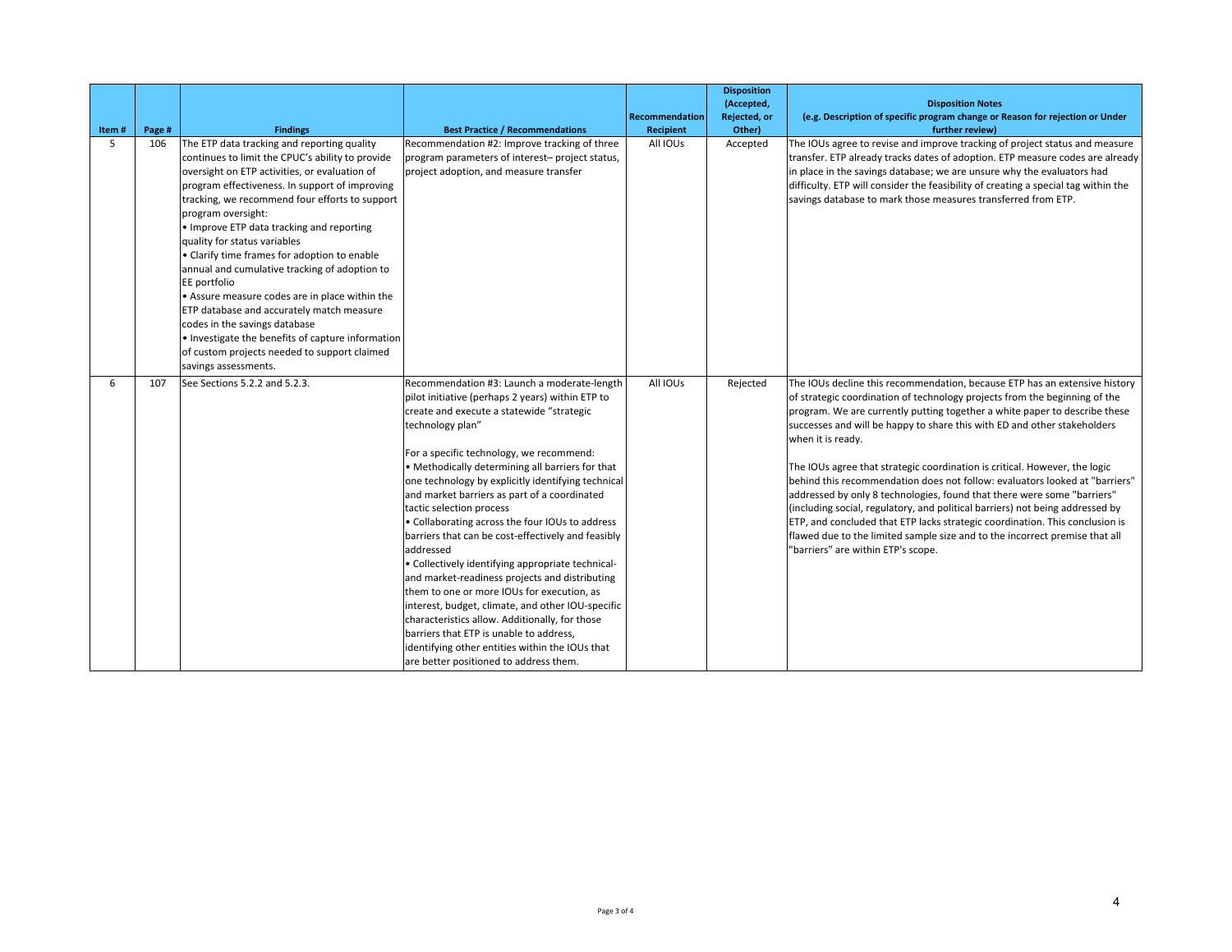| Item # | Page # | Findings | Best Practice / Recommendations | Recommendation Recipient | Disposition (Accepted, Rejected, or Other) | Disposition Notes (e.g. Description of specific program change or Reason for rejection or Under further review) |
|---|---|---|---|---|---|---|
| 5 | 106 | The ETP data tracking and reporting quality continues to limit the CPUC's ability to provide oversight on ETP activities, or evaluation of program effectiveness. In support of improving tracking, we recommend four efforts to support program oversight:<br>• Improve ETP data tracking and reporting quality for status variables<br>• Clarify time frames for adoption to enable annual and cumulative tracking of adoption to EE portfolio<br>• Assure measure codes are in place within the ETP database and accurately match measure codes in the savings database<br>• Investigate the benefits of capture information of custom projects needed to support claimed savings assessments. | Recommendation #2: Improve tracking of three program parameters of interest– project status, project adoption, and measure transfer | All IOUs | Accepted | The IOUs agree to revise and improve tracking of project status and measure transfer. ETP already tracks dates of adoption. ETP measure codes are already in place in the savings database; we are unsure why the evaluators had difficulty. ETP will consider the feasibility of creating a special tag within the savings database to mark those measures transferred from ETP. |
| 6 | 107 | See Sections 5.2.2 and 5.2.3. | Recommendation #3: Launch a moderate-length pilot initiative (perhaps 2 years) within ETP to create and execute a statewide "strategic technology plan"<br><br>For a specific technology, we recommend:<br>• Methodically determining all barriers for that one technology by explicitly identifying technical and market barriers as part of a coordinated tactic selection process<br>• Collaborating across the four IOUs to address barriers that can be cost-effectively and feasibly addressed<br>• Collectively identifying appropriate technical- and market-readiness projects and distributing them to one or more IOUs for execution, as interest, budget, climate, and other IOU-specific characteristics allow. Additionally, for those barriers that ETP is unable to address, identifying other entities within the IOUs that are better positioned to address them. | All IOUs | Rejected | The IOUs decline this recommendation, because ETP has an extensive history of strategic coordination of technology projects from the beginning of the program. We are currently putting together a white paper to describe these successes and will be happy to share this with ED and other stakeholders when it is ready.<br><br>The IOUs agree that strategic coordination is critical. However, the logic behind this recommendation does not follow: evaluators looked at "barriers" addressed by only 8 technologies, found that there were some "barriers" (including social, regulatory, and political barriers) not being addressed by ETP, and concluded that ETP lacks strategic coordination. This conclusion is flawed due to the limited sample size and to the incorrect premise that all "barriers" are within ETP's scope. |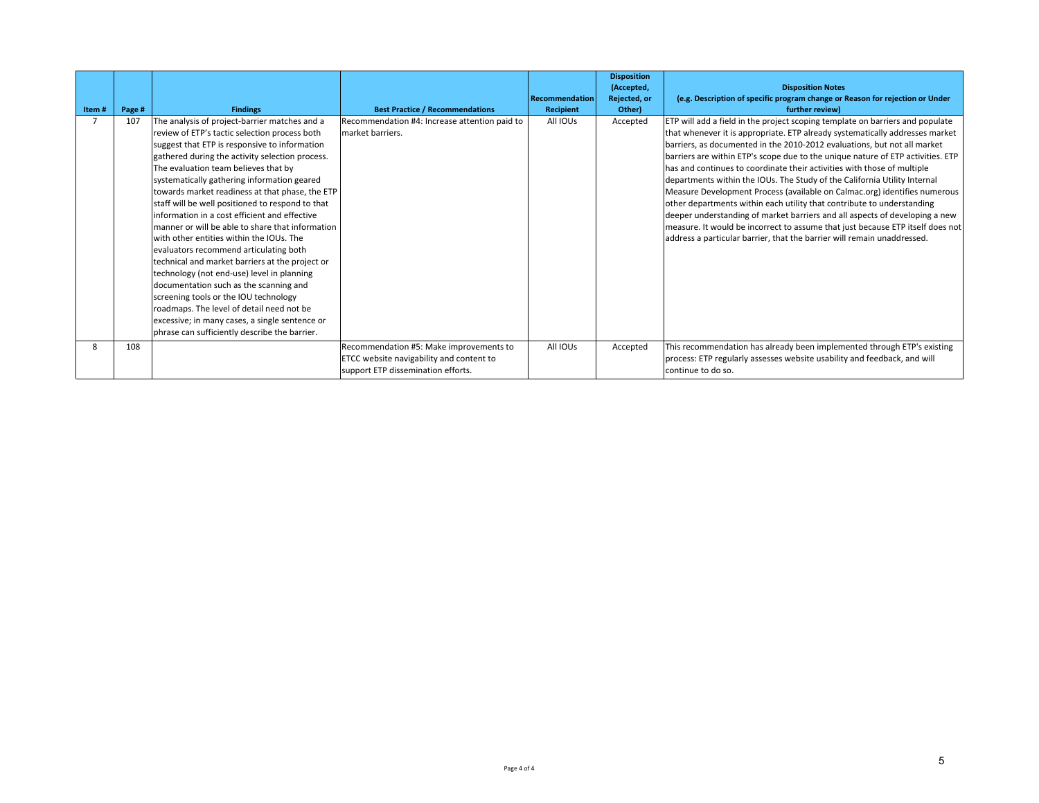| Item # | Page # | Findings | Best Practice / Recommendations | Recommendation Recipient | Disposition (Accepted, Rejected, or Other) | Disposition Notes (e.g. Description of specific program change or Reason for rejection or Under further review) |
|---|---|---|---|---|---|---|
| 7 | 107 | The analysis of project-barrier matches and a review of ETP's tactic selection process both suggest that ETP is responsive to information gathered during the activity selection process. The evaluation team believes that by systematically gathering information geared towards market readiness at that phase, the ETP staff will be well positioned to respond to that information in a cost efficient and effective manner or will be able to share that information with other entities within the IOUs. The evaluators recommend articulating both technical and market barriers at the project or technology (not end-use) level in planning documentation such as the scanning and screening tools or the IOU technology roadmaps. The level of detail need not be excessive; in many cases, a single sentence or phrase can sufficiently describe the barrier. | Recommendation #4: Increase attention paid to market barriers. | All IOUs | Accepted | ETP will add a field in the project scoping template on barriers and populate that whenever it is appropriate. ETP already systematically addresses market barriers, as documented in the 2010-2012 evaluations, but not all market barriers are within ETP's scope due to the unique nature of ETP activities. ETP has and continues to coordinate their activities with those of multiple departments within the IOUs. The Study of the California Utility Internal Measure Development Process (available on Calmac.org) identifies numerous other departments within each utility that contribute to understanding deeper understanding of market barriers and all aspects of developing a new measure. It would be incorrect to assume that just because ETP itself does not address a particular barrier, that the barrier will remain unaddressed. |
| 8 | 108 | | Recommendation #5: Make improvements to ETCC website navigability and content to support ETP dissemination efforts. | All IOUs | Accepted | This recommendation has already been implemented through ETP's existing process: ETP regularly assesses website usability and feedback, and will continue to do so. |